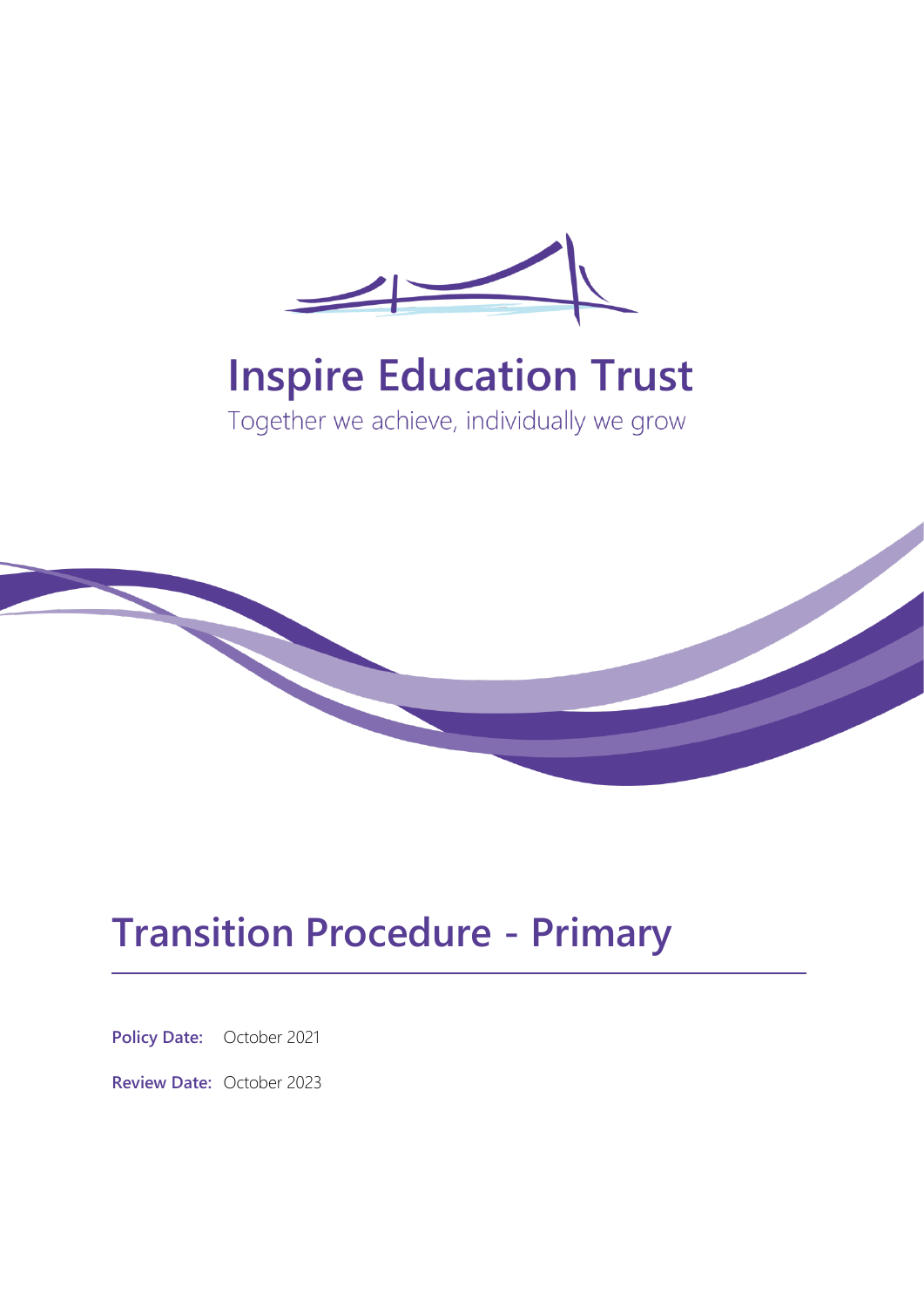# Inspire Education Trust

Together we achieve, individually we grow

# Transition Procedure - Primary

**Policy Date:** October 2021

**Review Date:** October 2023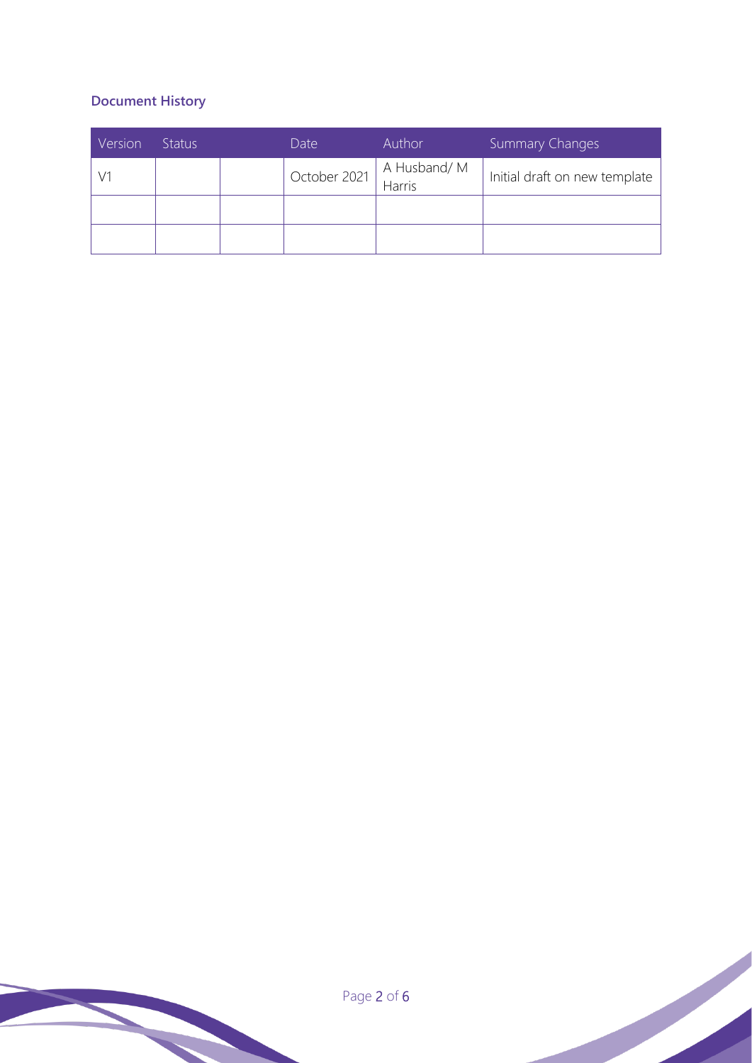## Document History

| Version | Status | | Date | Author | Summary Changes |
|---|---|---|---|---|---|
| V1 | | | October 2021 | A Husband/ M Harris | Initial draft on new template |
| | | | | | |
| | | | | | |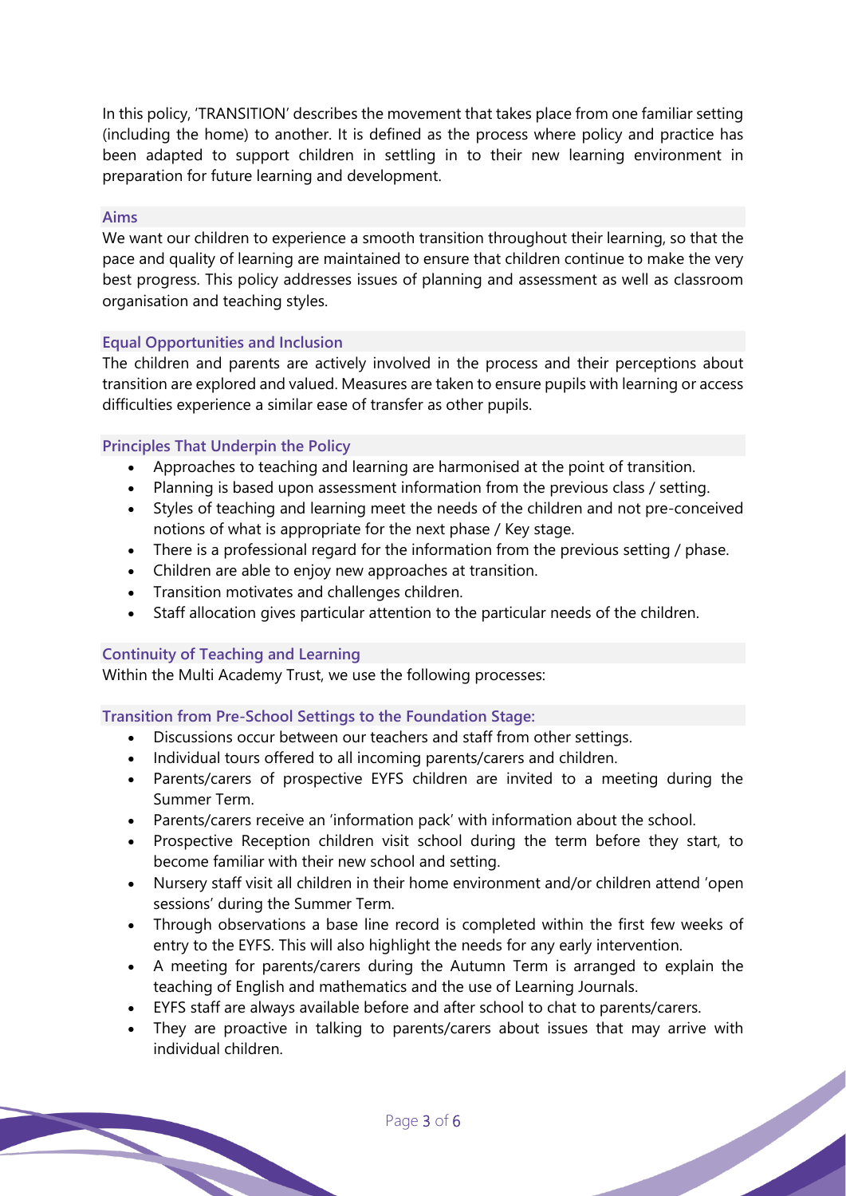In this policy, 'TRANSITION' describes the movement that takes place from one familiar setting (including the home) to another. It is defined as the process where policy and practice has been adapted to support children in settling in to their new learning environment in preparation for future learning and development.

### Aims

We want our children to experience a smooth transition throughout their learning, so that the pace and quality of learning are maintained to ensure that children continue to make the very best progress. This policy addresses issues of planning and assessment as well as classroom organisation and teaching styles.

### Equal Opportunities and Inclusion

The children and parents are actively involved in the process and their perceptions about transition are explored and valued. Measures are taken to ensure pupils with learning or access difficulties experience a similar ease of transfer as other pupils.

### Principles That Underpin the Policy

- Approaches to teaching and learning are harmonised at the point of transition.
- Planning is based upon assessment information from the previous class / setting.
- Styles of teaching and learning meet the needs of the children and not pre-conceived notions of what is appropriate for the next phase / Key stage.
- There is a professional regard for the information from the previous setting / phase.
- Children are able to enjoy new approaches at transition.
- Transition motivates and challenges children.
- Staff allocation gives particular attention to the particular needs of the children.

### Continuity of Teaching and Learning

Within the Multi Academy Trust, we use the following processes:

### Transition from Pre-School Settings to the Foundation Stage:

- Discussions occur between our teachers and staff from other settings.
- Individual tours offered to all incoming parents/carers and children.
- Parents/carers of prospective EYFS children are invited to a meeting during the Summer Term.
- Parents/carers receive an 'information pack' with information about the school.
- Prospective Reception children visit school during the term before they start, to become familiar with their new school and setting.
- Nursery staff visit all children in their home environment and/or children attend 'open sessions' during the Summer Term.
- Through observations a base line record is completed within the first few weeks of entry to the EYFS. This will also highlight the needs for any early intervention.
- A meeting for parents/carers during the Autumn Term is arranged to explain the teaching of English and mathematics and the use of Learning Journals.
- EYFS staff are always available before and after school to chat to parents/carers.
- They are proactive in talking to parents/carers about issues that may arrive with individual children.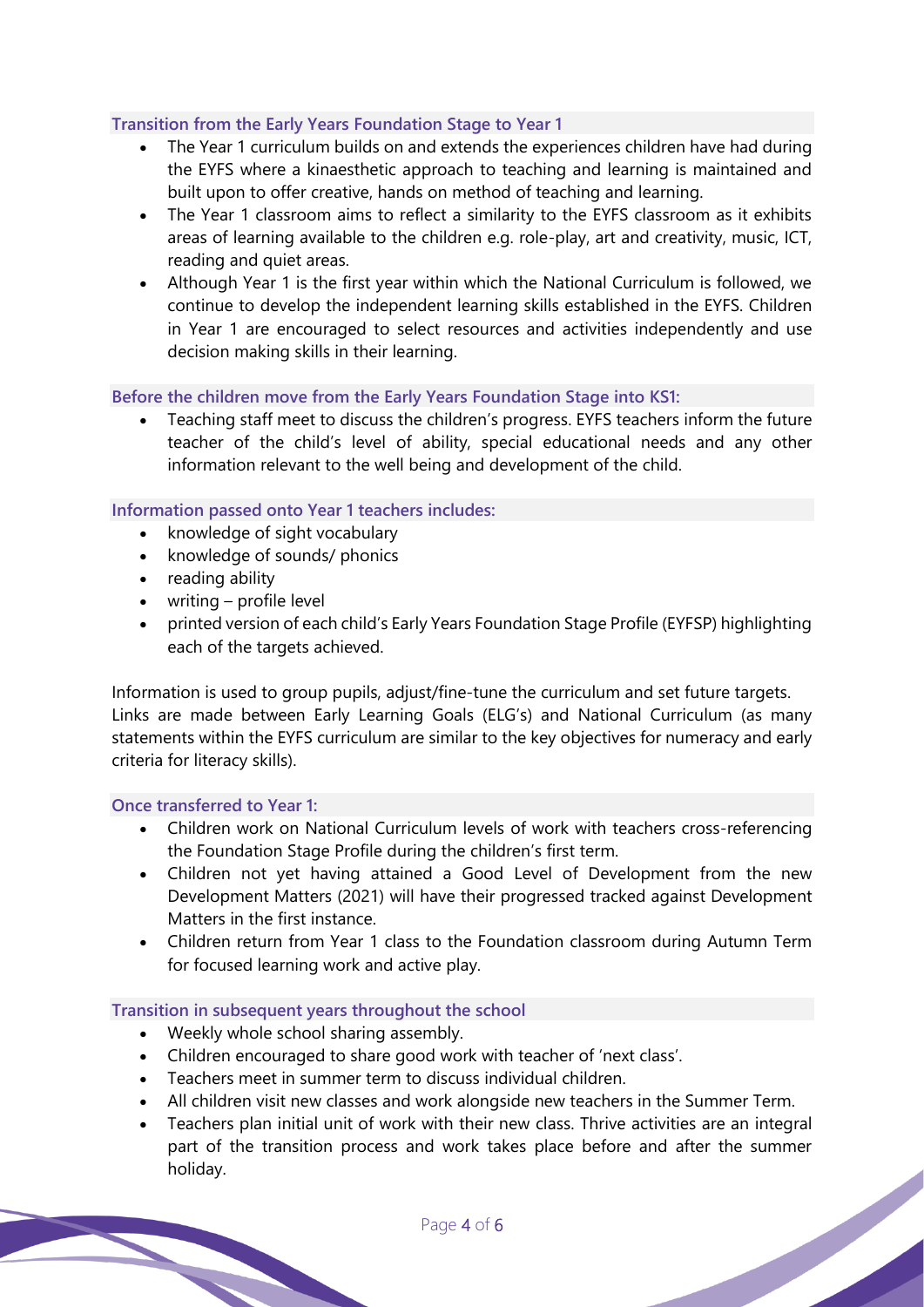### Transition from the Early Years Foundation Stage to Year 1

- The Year 1 curriculum builds on and extends the experiences children have had during the EYFS where a kinaesthetic approach to teaching and learning is maintained and built upon to offer creative, hands on method of teaching and learning.
- The Year 1 classroom aims to reflect a similarity to the EYFS classroom as it exhibits areas of learning available to the children e.g. role-play, art and creativity, music, ICT, reading and quiet areas.
- Although Year 1 is the first year within which the National Curriculum is followed, we continue to develop the independent learning skills established in the EYFS. Children in Year 1 are encouraged to select resources and activities independently and use decision making skills in their learning.

### Before the children move from the Early Years Foundation Stage into KS1:

- Teaching staff meet to discuss the children's progress. EYFS teachers inform the future teacher of the child's level of ability, special educational needs and any other information relevant to the well being and development of the child.

### Information passed onto Year 1 teachers includes:

- knowledge of sight vocabulary
- knowledge of sounds/ phonics
- reading ability
- writing – profile level
- printed version of each child's Early Years Foundation Stage Profile (EYFSP) highlighting each of the targets achieved.

Information is used to group pupils, adjust/fine-tune the curriculum and set future targets. Links are made between Early Learning Goals (ELG's) and National Curriculum (as many statements within the EYFS curriculum are similar to the key objectives for numeracy and early criteria for literacy skills).

### Once transferred to Year 1:

- Children work on National Curriculum levels of work with teachers cross-referencing the Foundation Stage Profile during the children's first term.
- Children not yet having attained a Good Level of Development from the new Development Matters (2021) will have their progressed tracked against Development Matters in the first instance.
- Children return from Year 1 class to the Foundation classroom during Autumn Term for focused learning work and active play.

### Transition in subsequent years throughout the school

- Weekly whole school sharing assembly.
- Children encouraged to share good work with teacher of 'next class'.
- Teachers meet in summer term to discuss individual children.
- All children visit new classes and work alongside new teachers in the Summer Term.
- Teachers plan initial unit of work with their new class. Thrive activities are an integral part of the transition process and work takes place before and after the summer holiday.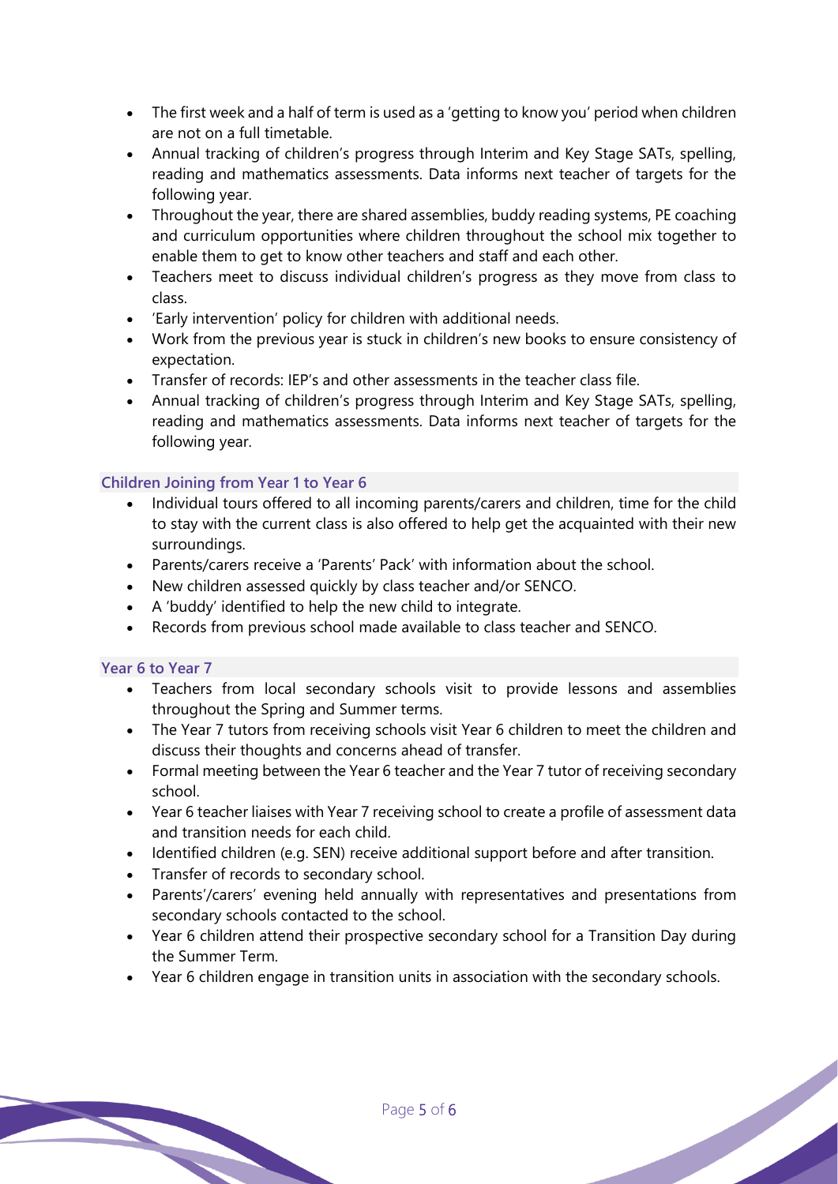- The first week and a half of term is used as a 'getting to know you' period when children are not on a full timetable.
- Annual tracking of children's progress through Interim and Key Stage SATs, spelling, reading and mathematics assessments. Data informs next teacher of targets for the following year.
- Throughout the year, there are shared assemblies, buddy reading systems, PE coaching and curriculum opportunities where children throughout the school mix together to enable them to get to know other teachers and staff and each other.
- Teachers meet to discuss individual children's progress as they move from class to class.
- 'Early intervention' policy for children with additional needs.
- Work from the previous year is stuck in children's new books to ensure consistency of expectation.
- Transfer of records: IEP's and other assessments in the teacher class file.
- Annual tracking of children's progress through Interim and Key Stage SATs, spelling, reading and mathematics assessments. Data informs next teacher of targets for the following year.

### Children Joining from Year 1 to Year 6

- Individual tours offered to all incoming parents/carers and children, time for the child to stay with the current class is also offered to help get the acquainted with their new surroundings.
- Parents/carers receive a 'Parents' Pack' with information about the school.
- New children assessed quickly by class teacher and/or SENCO.
- A 'buddy' identified to help the new child to integrate.
- Records from previous school made available to class teacher and SENCO.

### Year 6 to Year 7

- Teachers from local secondary schools visit to provide lessons and assemblies throughout the Spring and Summer terms.
- The Year 7 tutors from receiving schools visit Year 6 children to meet the children and discuss their thoughts and concerns ahead of transfer.
- Formal meeting between the Year 6 teacher and the Year 7 tutor of receiving secondary school.
- Year 6 teacher liaises with Year 7 receiving school to create a profile of assessment data and transition needs for each child.
- Identified children (e.g. SEN) receive additional support before and after transition.
- Transfer of records to secondary school.
- Parents'/carers' evening held annually with representatives and presentations from secondary schools contacted to the school.
- Year 6 children attend their prospective secondary school for a Transition Day during the Summer Term.
- Year 6 children engage in transition units in association with the secondary schools.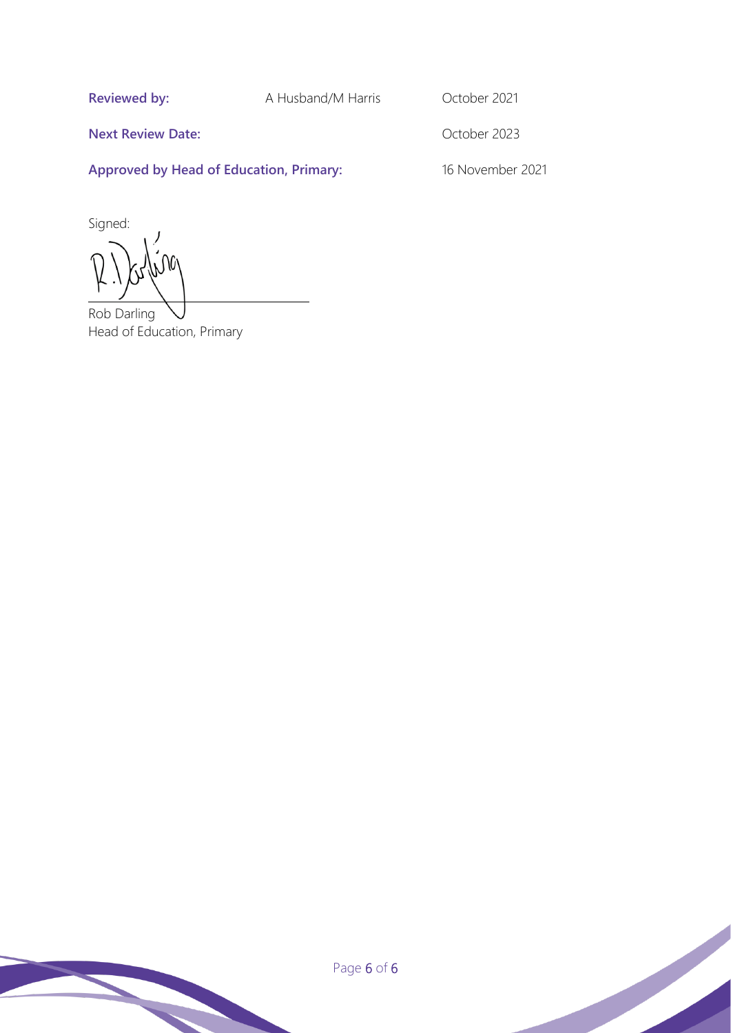| | | |
|---|---|---|
| **Reviewed by:** | A Husband/M Harris | October 2021 |
| **Next Review Date:** | | October 2023 |
| **Approved by Head of Education, Primary:** | | 16 November 2021 |

Signed:

Rob Darling
Head of Education, Primary